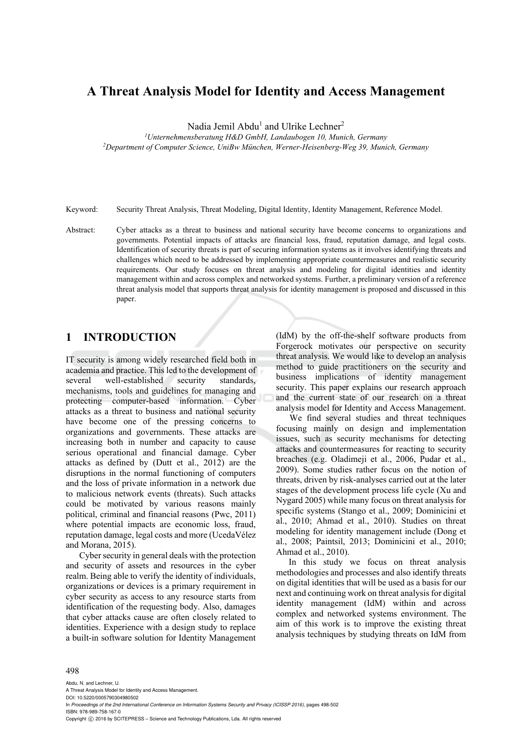# A Threat Analysis Model for Identity and Access Management

Nadia Jemil Abdu[1] and Ulrike Lechner[2]

[1]*Unternehmensberatung H&D GmbH, Landaubogen 10, Munich, Germany*
[2]*Department of Computer Science, UniBw München, Werner-Heisenberg-Weg 39, Munich, Germany*

Keyword: Security Threat Analysis, Threat Modeling, Digital Identity, Identity Management, Reference Model.

Abstract: Cyber attacks as a threat to business and national security have become concerns to organizations and governments. Potential impacts of attacks are financial loss, fraud, reputation damage, and legal costs. Identification of security threats is part of securing information systems as it involves identifying threats and challenges which need to be addressed by implementing appropriate countermeasures and realistic security requirements. Our study focuses on threat analysis and modeling for digital identities and identity management within and across complex and networked systems. Further, a preliminary version of a reference threat analysis model that supports threat analysis for identity management is proposed and discussed in this paper.

## 1 INTRODUCTION

IT security is among widely researched field both in academia and practice. This led to the development of several well-established security standards, mechanisms, tools and guidelines for managing and protecting computer-based information. Cyber attacks as a threat to business and national security have become one of the pressing concerns to organizations and governments. These attacks are increasing both in number and capacity to cause serious operational and financial damage. Cyber attacks as defined by (Dutt et al., 2012) are the disruptions in the normal functioning of computers and the loss of private information in a network due to malicious network events (threats). Such attacks could be motivated by various reasons mainly political, criminal and financial reasons (Pwc, 2011) where potential impacts are economic loss, fraud, reputation damage, legal costs and more (UcedaVélez and Morana, 2015).

Cyber security in general deals with the protection and security of assets and resources in the cyber realm. Being able to verify the identity of individuals, organizations or devices is a primary requirement in cyber security as access to any resource starts from identification of the requesting body. Also, damages that cyber attacks cause are often closely related to identities. Experience with a design study to replace a built-in software solution for Identity Management (IdM) by the off-the-shelf software products from Forgerock motivates our perspective on security threat analysis. We would like to develop an analysis method to guide practitioners on the security and business implications of identity management security. This paper explains our research approach and the current state of our research on a threat analysis model for Identity and Access Management.

We find several studies and threat techniques focusing mainly on design and implementation issues, such as security mechanisms for detecting attacks and countermeasures for reacting to security breaches (e.g. Oladimeji et al., 2006, Pudar et al., 2009). Some studies rather focus on the notion of threats, driven by risk-analyses carried out at the later stages of the development process life cycle (Xu and Nygard 2005) while many focus on threat analysis for specific systems (Stango et al., 2009; Dominicini et al., 2010; Ahmad et al., 2010). Studies on threat modeling for identity management include (Dong et al., 2008; Paintsil, 2013; Dominicini et al., 2010; Ahmad et al., 2010).

In this study we focus on threat analysis methodologies and processes and also identify threats on digital identities that will be used as a basis for our next and continuing work on threat analysis for digital identity management (IdM) within and across complex and networked systems environment. The aim of this work is to improve the existing threat analysis techniques by studying threats on IdM from

Abdu, N. and Lechner, U.
A Threat Analysis Model for Identity and Access Management.
DOI: 10.5220/0005790304980502
In *Proceedings of the 2nd International Conference on Information Systems Security and Privacy (ICISSP 2016)*, pages 498-502
ISBN: 978-989-758-167-0
Copyright © 2016 by SCITEPRESS – Science and Technology Publications, Lda. All rights reserved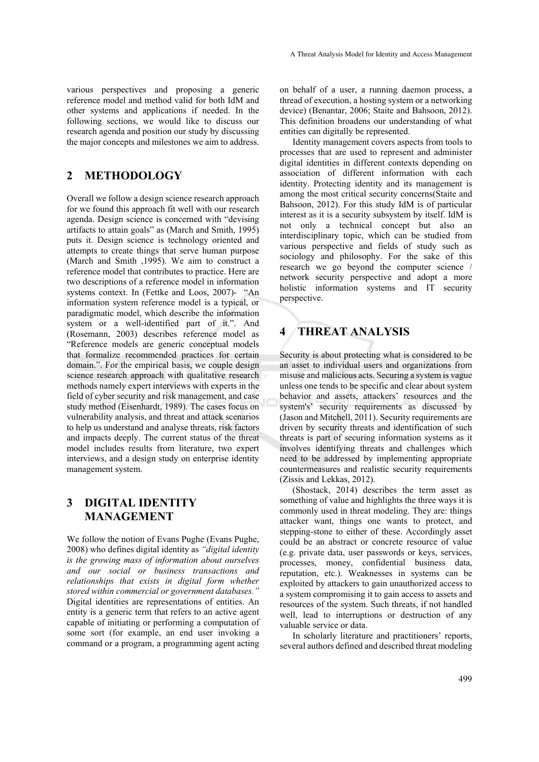various perspectives and proposing a generic reference model and method valid for both IdM and other systems and applications if needed. In the following sections, we would like to discuss our research agenda and position our study by discussing the major concepts and milestones we aim to address.

## 2 METHODOLOGY

Overall we follow a design science research approach for we found this approach fit well with our research agenda. Design science is concerned with "devising artifacts to attain goals" as (March and Smith, 1995) puts it. Design science is technology oriented and attempts to create things that serve human purpose (March and Smith ,1995). We aim to construct a reference model that contributes to practice. Here are two descriptions of a reference model in information systems context. In (Fettke and Loos, 2007)- "An information system reference model is a typical, or paradigmatic model, which describe the information system or a well-identified part of it.". And (Rosemann, 2003) describes reference model as "Reference models are generic conceptual models that formalize recommended practices for certain domain.". For the empirical basis, we couple design science research approach with qualitative research methods namely expert interviews with experts in the field of cyber security and risk management, and case study method (Eisenhardt, 1989). The cases focus on vulnerability analysis, and threat and attack scenarios to help us understand and analyse threats, risk factors and impacts deeply. The current status of the threat model includes results from literature, two expert interviews, and a design study on enterprise identity management system.

## 3 DIGITAL IDENTITY MANAGEMENT

We follow the notion of Evans Pughe (Evans Pughe, 2008) who defines digital identity as *"digital identity is the growing mass of information about ourselves and our social or business transactions and relationships that exists in digital form whether stored within commercial or government databases."* Digital identities are representations of entities. An entity is a generic term that refers to an active agent capable of initiating or performing a computation of some sort (for example, an end user invoking a command or a program, a programming agent acting on behalf of a user, a running daemon process, a thread of execution, a hosting system or a networking device) (Benantar, 2006; Staite and Bahsoon, 2012). This definition broadens our understanding of what entities can digitally be represented.

Identity management covers aspects from tools to processes that are used to represent and administer digital identities in different contexts depending on association of different information with each identity. Protecting identity and its management is among the most critical security concerns(Staite and Bahsoon, 2012). For this study IdM is of particular interest as it is a security subsystem by itself. IdM is not only a technical concept but also an interdisciplinary topic, which can be studied from various perspective and fields of study such as sociology and philosophy. For the sake of this research we go beyond the computer science / network security perspective and adopt a more holistic information systems and IT security perspective.

## 4 THREAT ANALYSIS

Security is about protecting what is considered to be an asset to individual users and organizations from misuse and malicious acts. Securing a system is vague unless one tends to be specific and clear about system behavior and assets, attackers' resources and the system's' security requirements as discussed by (Jason and Mitchell, 2011). Security requirements are driven by security threats and identification of such threats is part of securing information systems as it involves identifying threats and challenges which need to be addressed by implementing appropriate countermeasures and realistic security requirements (Zissis and Lekkas, 2012).

(Shostack, 2014) describes the term asset as something of value and highlights the three ways it is commonly used in threat modeling. They are: things attacker want, things one wants to protect, and stepping-stone to either of these. Accordingly asset could be an abstract or concrete resource of value (e.g. private data, user passwords or keys, services, processes, money, confidential business data, reputation, etc.). Weaknesses in systems can be exploited by attackers to gain unauthorized access to a system compromising it to gain access to assets and resources of the system. Such threats, if not handled well, lead to interruptions or destruction of any valuable service or data.

In scholarly literature and practitioners' reports, several authors defined and described threat modeling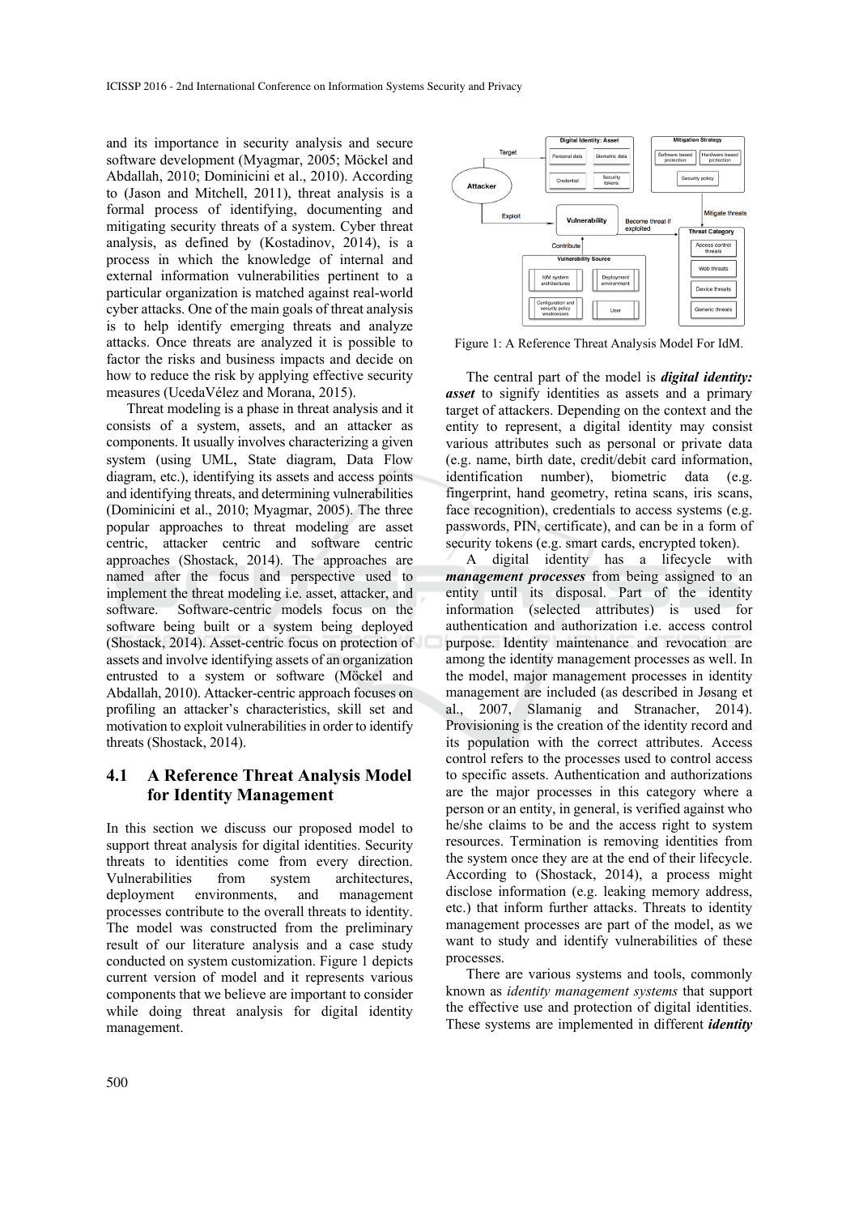and its importance in security analysis and secure software development (Myagmar, 2005; Möckel and Abdallah, 2010; Dominicini et al., 2010). According to (Jason and Mitchell, 2011), threat analysis is a formal process of identifying, documenting and mitigating security threats of a system. Cyber threat analysis, as defined by (Kostadinov, 2014), is a process in which the knowledge of internal and external information vulnerabilities pertinent to a particular organization is matched against real-world cyber attacks. One of the main goals of threat analysis is to help identify emerging threats and analyze attacks. Once threats are analyzed it is possible to factor the risks and business impacts and decide on how to reduce the risk by applying effective security measures (UcedaVélez and Morana, 2015).

Threat modeling is a phase in threat analysis and it consists of a system, assets, and an attacker as components. It usually involves characterizing a given system (using UML, State diagram, Data Flow diagram, etc.), identifying its assets and access points and identifying threats, and determining vulnerabilities (Dominicini et al., 2010; Myagmar, 2005). The three popular approaches to threat modeling are asset centric, attacker centric and software centric approaches (Shostack, 2014). The approaches are named after the focus and perspective used to implement the threat modeling i.e. asset, attacker, and software. Software-centric models focus on the software being built or a system being deployed (Shostack, 2014). Asset-centric focus on protection of assets and involve identifying assets of an organization entrusted to a system or software (Möckel and Abdallah, 2010). Attacker-centric approach focuses on profiling an attacker's characteristics, skill set and motivation to exploit vulnerabilities in order to identify threats (Shostack, 2014).

### 4.1 A Reference Threat Analysis Model for Identity Management

In this section we discuss our proposed model to support threat analysis for digital identities. Security threats to identities come from every direction. Vulnerabilities from system architectures, deployment environments, and management processes contribute to the overall threats to identity. The model was constructed from the preliminary result of our literature analysis and a case study conducted on system customization. Figure 1 depicts current version of model and it represents various components that we believe are important to consider while doing threat analysis for digital identity management.

Figure 1: A Reference Threat Analysis Model For IdM.

The central part of the model is ***digital identity: asset*** to signify identities as assets and a primary target of attackers. Depending on the context and the entity to represent, a digital identity may consist various attributes such as personal or private data (e.g. name, birth date, credit/debit card information, identification number), biometric data (e.g. fingerprint, hand geometry, retina scans, iris scans, face recognition), credentials to access systems (e.g. passwords, PIN, certificate), and can be in a form of security tokens (e.g. smart cards, encrypted token).

A digital identity has a lifecycle with ***management processes*** from being assigned to an entity until its disposal. Part of the identity information (selected attributes) is used for authentication and authorization i.e. access control purpose. Identity maintenance and revocation are among the identity management processes as well. In the model, major management processes in identity management are included (as described in Jøsang et al., 2007, Slamanig and Stranacher, 2014). Provisioning is the creation of the identity record and its population with the correct attributes. Access control refers to the processes used to control access to specific assets. Authentication and authorizations are the major processes in this category where a person or an entity, in general, is verified against who he/she claims to be and the access right to system resources. Termination is removing identities from the system once they are at the end of their lifecycle. According to (Shostack, 2014), a process might disclose information (e.g. leaking memory address, etc.) that inform further attacks. Threats to identity management processes are part of the model, as we want to study and identify vulnerabilities of these processes.

There are various systems and tools, commonly known as *identity management systems* that support the effective use and protection of digital identities. These systems are implemented in different ***identity***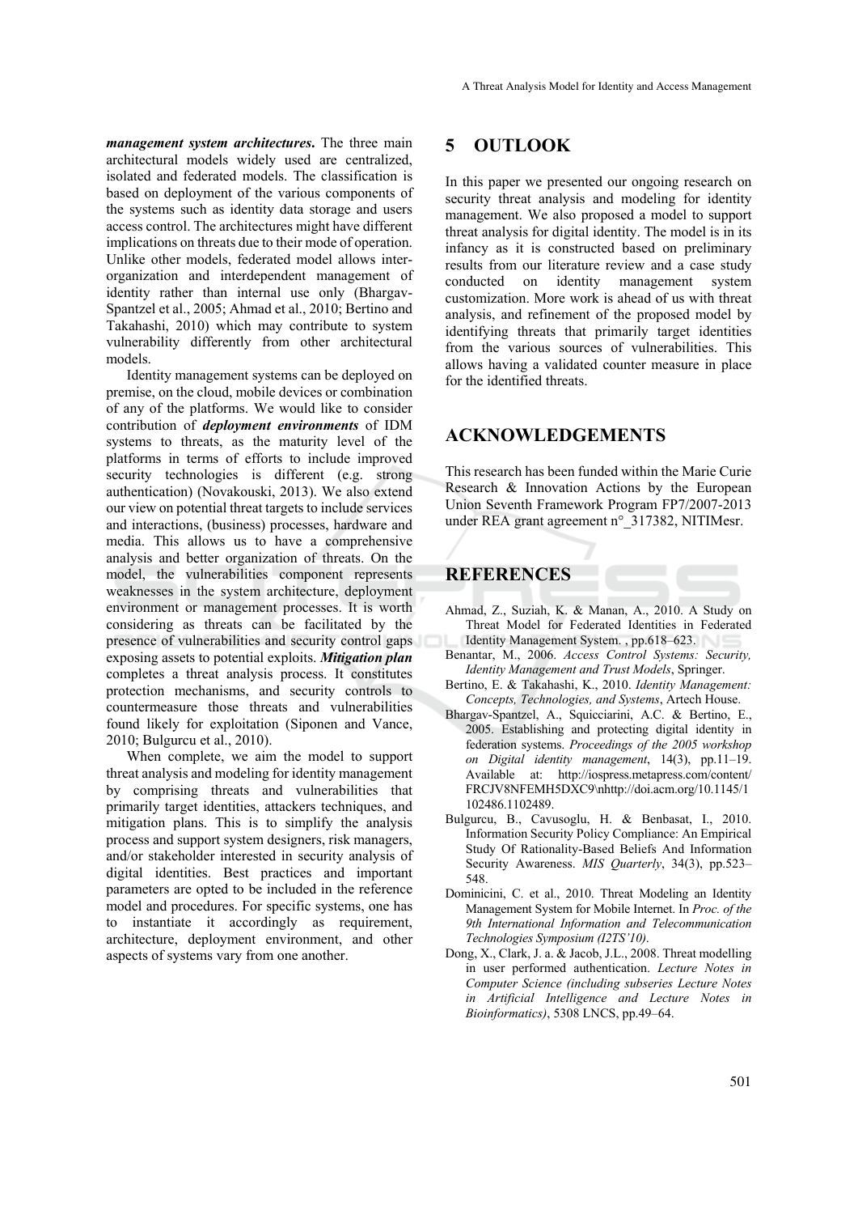***management system architectures*.** The three main architectural models widely used are centralized, isolated and federated models. The classification is based on deployment of the various components of the systems such as identity data storage and users access control. The architectures might have different implications on threats due to their mode of operation. Unlike other models, federated model allows inter-organization and interdependent management of identity rather than internal use only (Bhargav-Spantzel et al., 2005; Ahmad et al., 2010; Bertino and Takahashi, 2010) which may contribute to system vulnerability differently from other architectural models.

Identity management systems can be deployed on premise, on the cloud, mobile devices or combination of any of the platforms. We would like to consider contribution of ***deployment environments*** of IDM systems to threats, as the maturity level of the platforms in terms of efforts to include improved security technologies is different (e.g. strong authentication) (Novakouski, 2013). We also extend our view on potential threat targets to include services and interactions, (business) processes, hardware and media. This allows us to have a comprehensive analysis and better organization of threats. On the model, the vulnerabilities component represents weaknesses in the system architecture, deployment environment or management processes. It is worth considering as threats can be facilitated by the presence of vulnerabilities and security control gaps exposing assets to potential exploits. ***Mitigation plan*** completes a threat analysis process. It constitutes protection mechanisms, and security controls to countermeasure those threats and vulnerabilities found likely for exploitation (Siponen and Vance, 2010; Bulgurcu et al., 2010).

When complete, we aim the model to support threat analysis and modeling for identity management by comprising threats and vulnerabilities that primarily target identities, attackers techniques, and mitigation plans. This is to simplify the analysis process and support system designers, risk managers, and/or stakeholder interested in security analysis of digital identities. Best practices and important parameters are opted to be included in the reference model and procedures. For specific systems, one has to instantiate it accordingly as requirement, architecture, deployment environment, and other aspects of systems vary from one another.

## 5 OUTLOOK

In this paper we presented our ongoing research on security threat analysis and modeling for identity management. We also proposed a model to support threat analysis for digital identity. The model is in its infancy as it is constructed based on preliminary results from our literature review and a case study conducted on identity management system customization. More work is ahead of us with threat analysis, and refinement of the proposed model by identifying threats that primarily target identities from the various sources of vulnerabilities. This allows having a validated counter measure in place for the identified threats.

## ACKNOWLEDGEMENTS

This research has been funded within the Marie Curie Research & Innovation Actions by the European Union Seventh Framework Program FP7/2007-2013 under REA grant agreement n°_317382, NITIMesr.

## REFERENCES

Ahmad, Z., Suziah, K. & Manan, A., 2010. A Study on Threat Model for Federated Identities in Federated Identity Management System. , pp.618–623.

Benantar, M., 2006. *Access Control Systems: Security, Identity Management and Trust Models*, Springer.

Bertino, E. & Takahashi, K., 2010. *Identity Management: Concepts, Technologies, and Systems*, Artech House.

Bhargav-Spantzel, A., Squicciarini, A.C. & Bertino, E., 2005. Establishing and protecting digital identity in federation systems. *Proceedings of the 2005 workshop on Digital identity management*, 14(3), pp.11–19. Available at: http://iospress.metapress.com/content/FRCJV8NFEMH5DXC9\nhttp://doi.acm.org/10.1145/1102486.1102489.

Bulgurcu, B., Cavusoglu, H. & Benbasat, I., 2010. Information Security Policy Compliance: An Empirical Study Of Rationality-Based Beliefs And Information Security Awareness. *MIS Quarterly*, 34(3), pp.523–548.

Dominicini, C. et al., 2010. Threat Modeling an Identity Management System for Mobile Internet. In *Proc. of the 9th International Information and Telecommunication Technologies Symposium (I2TS'10)*.

Dong, X., Clark, J. a. & Jacob, J.L., 2008. Threat modelling in user performed authentication. *Lecture Notes in Computer Science (including subseries Lecture Notes in Artificial Intelligence and Lecture Notes in Bioinformatics)*, 5308 LNCS, pp.49–64.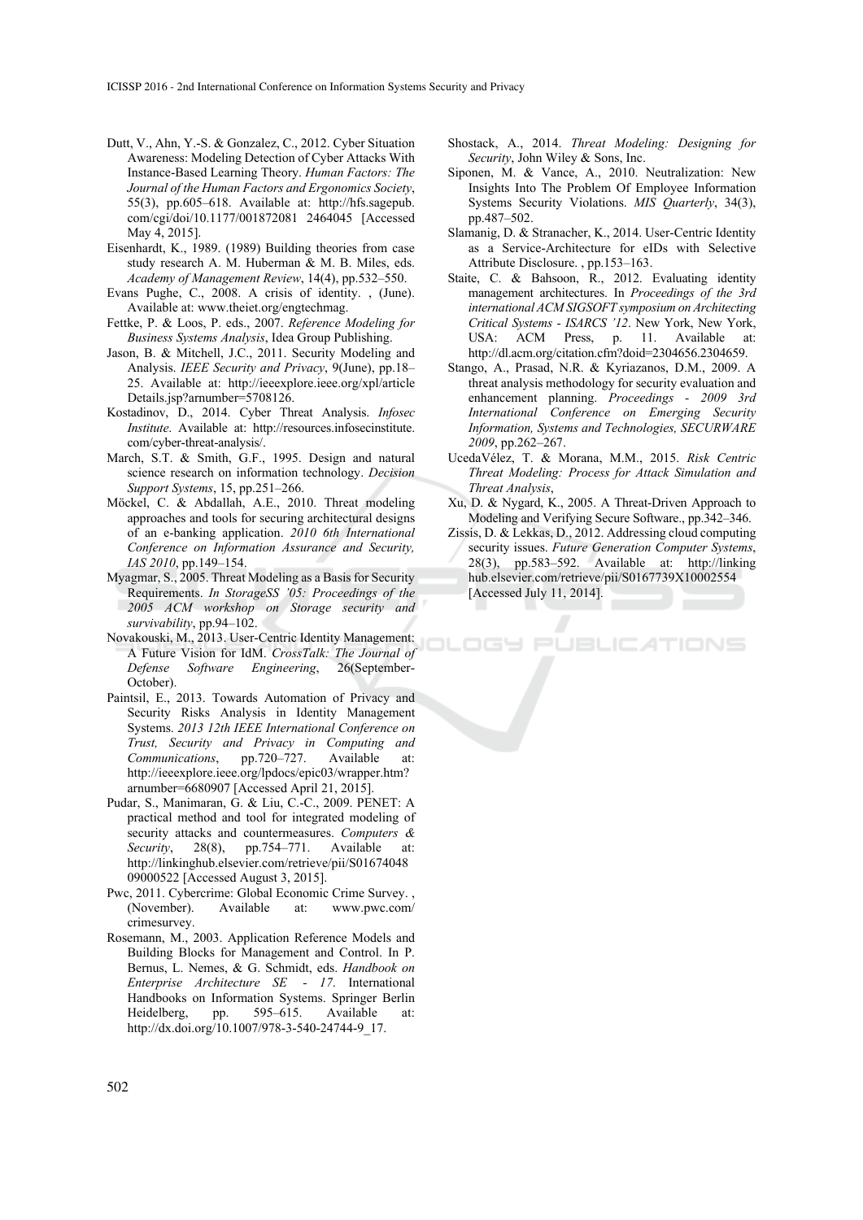Dutt, V., Ahn, Y.-S. & Gonzalez, C., 2012. Cyber Situation Awareness: Modeling Detection of Cyber Attacks With Instance-Based Learning Theory. *Human Factors: The Journal of the Human Factors and Ergonomics Society*, 55(3), pp.605–618. Available at: http://hfs.sagepub.com/cgi/doi/10.1177/001872081 2464045 [Accessed May 4, 2015].

Eisenhardt, K., 1989. (1989) Building theories from case study research A. M. Huberman & M. B. Miles, eds. *Academy of Management Review*, 14(4), pp.532–550.

Evans Pughe, C., 2008. A crisis of identity. , (June). Available at: www.theiet.org/engtechmag.

Fettke, P. & Loos, P. eds., 2007. *Reference Modeling for Business Systems Analysis*, Idea Group Publishing.

Jason, B. & Mitchell, J.C., 2011. Security Modeling and Analysis. *IEEE Security and Privacy*, 9(June), pp.18–25. Available at: http://ieeexplore.ieee.org/xpl/articleDetails.jsp?arnumber=5708126.

Kostadinov, D., 2014. Cyber Threat Analysis. *Infosec Institute*. Available at: http://resources.infosecinstitute.com/cyber-threat-analysis/.

March, S.T. & Smith, G.F., 1995. Design and natural science research on information technology. *Decision Support Systems*, 15, pp.251–266.

Möckel, C. & Abdallah, A.E., 2010. Threat modeling approaches and tools for securing architectural designs of an e-banking application. *2010 6th International Conference on Information Assurance and Security, IAS 2010*, pp.149–154.

Myagmar, S., 2005. Threat Modeling as a Basis for Security Requirements. *In StorageSS '05: Proceedings of the 2005 ACM workshop on Storage security and survivability*, pp.94–102.

Novakouski, M., 2013. User-Centric Identity Management: A Future Vision for IdM. *CrossTalk: The Journal of Defense Software Engineering*, 26(September-October).

Paintsil, E., 2013. Towards Automation of Privacy and Security Risks Analysis in Identity Management Systems. *2013 12th IEEE International Conference on Trust, Security and Privacy in Computing and Communications*, pp.720–727. Available at: http://ieeexplore.ieee.org/lpdocs/epic03/wrapper.htm?arnumber=6680907 [Accessed April 21, 2015].

Pudar, S., Manimaran, G. & Liu, C.-C., 2009. PENET: A practical method and tool for integrated modeling of security attacks and countermeasures. *Computers & Security*, 28(8), pp.754–771. Available at: http://linkinghub.elsevier.com/retrieve/pii/S0167404809000522 [Accessed August 3, 2015].

Pwc, 2011. Cybercrime: Global Economic Crime Survey. , (November). Available at: www.pwc.com/crimesurvey.

Rosemann, M., 2003. Application Reference Models and Building Blocks for Management and Control. In P. Bernus, L. Nemes, & G. Schmidt, eds. *Handbook on Enterprise Architecture SE - 17*. International Handbooks on Information Systems. Springer Berlin Heidelberg, pp. 595–615. Available at: http://dx.doi.org/10.1007/978-3-540-24744-9_17.

Shostack, A., 2014. *Threat Modeling: Designing for Security*, John Wiley & Sons, Inc.

Siponen, M. & Vance, A., 2010. Neutralization: New Insights Into The Problem Of Employee Information Systems Security Violations. *MIS Quarterly*, 34(3), pp.487–502.

Slamanig, D. & Stranacher, K., 2014. User-Centric Identity as a Service-Architecture for eIDs with Selective Attribute Disclosure. , pp.153–163.

Staite, C. & Bahsoon, R., 2012. Evaluating identity management architectures. In *Proceedings of the 3rd international ACM SIGSOFT symposium on Architecting Critical Systems - ISARCS '12*. New York, New York, USA: ACM Press, p. 11. Available at: http://dl.acm.org/citation.cfm?doid=2304656.2304659.

Stango, A., Prasad, N.R. & Kyriazanos, D.M., 2009. A threat analysis methodology for security evaluation and enhancement planning. *Proceedings - 2009 3rd International Conference on Emerging Security Information, Systems and Technologies, SECURWARE 2009*, pp.262–267.

UcedaVélez, T. & Morana, M.M., 2015. *Risk Centric Threat Modeling: Process for Attack Simulation and Threat Analysis*,

Xu, D. & Nygard, K., 2005. A Threat-Driven Approach to Modeling and Verifying Secure Software., pp.342–346.

Zissis, D. & Lekkas, D., 2012. Addressing cloud computing security issues. *Future Generation Computer Systems*, 28(3), pp.583–592. Available at: http://linkinghub.elsevier.com/retrieve/pii/S0167739X10002554 [Accessed July 11, 2014].